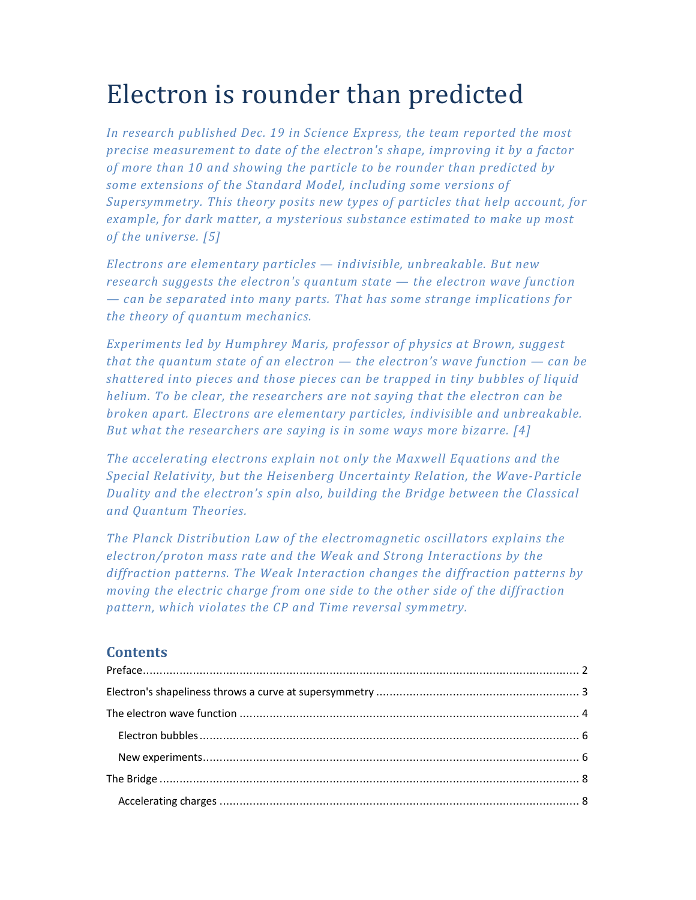# Electron is rounder than predicted

*In research published Dec. 19 in Science Express, the team reported the most precise measurement to date of the electron's shape, improving it by a factor of more than 10 and showing the particle to be rounder than predicted by some extensions of the Standard Model, including some versions of Supersymmetry. This theory posits new types of particles that help account, for example, for dark matter, a mysterious substance estimated to make up most of the universe. [5]*

*Electrons are elementary particles — indivisible, unbreakable. But new research suggests the electron's quantum state — the electron wave function — can be separated into many parts. That has some strange implications for the theory of quantum mechanics.*

*Experiments led by Humphrey Maris, professor of physics at Brown, suggest that the quantum state of an electron — the electron's wave function — can be shattered into pieces and those pieces can be trapped in tiny bubbles of liquid helium. To be clear, the researchers are not saying that the electron can be broken apart. Electrons are elementary particles, indivisible and unbreakable. But what the researchers are saying is in some ways more bizarre. [4]*

*The accelerating electrons explain not only the Maxwell Equations and the Special Relativity, but the Heisenberg Uncertainty Relation, the Wave-Particle Duality and the electron's spin also, building the Bridge between the Classical and Quantum Theories.*

*The Planck Distribution Law of the electromagnetic oscillators explains the electron/proton mass rate and the Weak and Strong Interactions by the diffraction patterns. The Weak Interaction changes the diffraction patterns by moving the electric charge from one side to the other side of the diffraction pattern, which violates the CP and Time reversal symmetry.*

## Contents

- Preface ..... 2
- Electron's shapeliness throws a curve at supersymmetry ..... 3
- The electron wave function ..... 4
  - Electron bubbles ..... 6
  - New experiments ..... 6
- The Bridge ..... 8
  - Accelerating charges ..... 8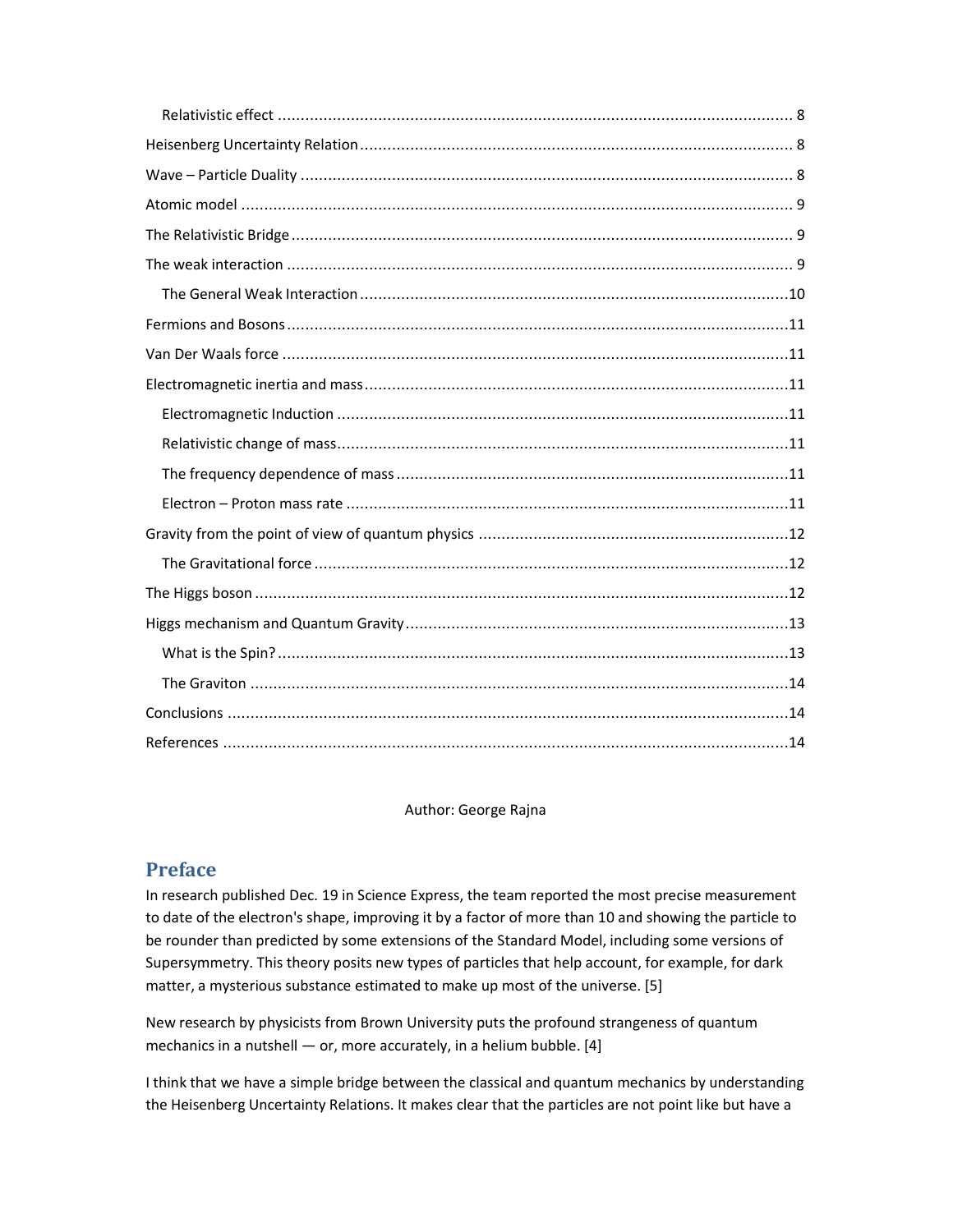Relativistic effect ........................................................................................................... 8

Heisenberg Uncertainty Relation ........................................................................................ 8

Wave – Particle Duality ..................................................................................................... 8

Atomic model .................................................................................................................. 9

The Relativistic Bridge ....................................................................................................... 9

The weak interaction ........................................................................................................ 9

The General Weak Interaction ........................................................................................ 10

Fermions and Bosons ...................................................................................................... 11

Van Der Waals force ....................................................................................................... 11

Electromagnetic inertia and mass ..................................................................................... 11

Electromagnetic Induction ............................................................................................. 11

Relativistic change of mass ............................................................................................ 11

The frequency dependence of mass ............................................................................... 11

Electron – Proton mass rate ........................................................................................... 11

Gravity from the point of view of quantum physics ............................................................ 12

The Gravitational force ................................................................................................. 12

The Higgs boson ............................................................................................................. 12

Higgs mechanism and Quantum Gravity ............................................................................ 13

What is the Spin? .......................................................................................................... 13

The Graviton ................................................................................................................ 14

Conclusions ................................................................................................................... 14

References .................................................................................................................... 14

Author: George Rajna

## Preface

In research published Dec. 19 in Science Express, the team reported the most precise measurement to date of the electron's shape, improving it by a factor of more than 10 and showing the particle to be rounder than predicted by some extensions of the Standard Model, including some versions of Supersymmetry. This theory posits new types of particles that help account, for example, for dark matter, a mysterious substance estimated to make up most of the universe. [5]

New research by physicists from Brown University puts the profound strangeness of quantum mechanics in a nutshell — or, more accurately, in a helium bubble. [4]

I think that we have a simple bridge between the classical and quantum mechanics by understanding the Heisenberg Uncertainty Relations. It makes clear that the particles are not point like but have a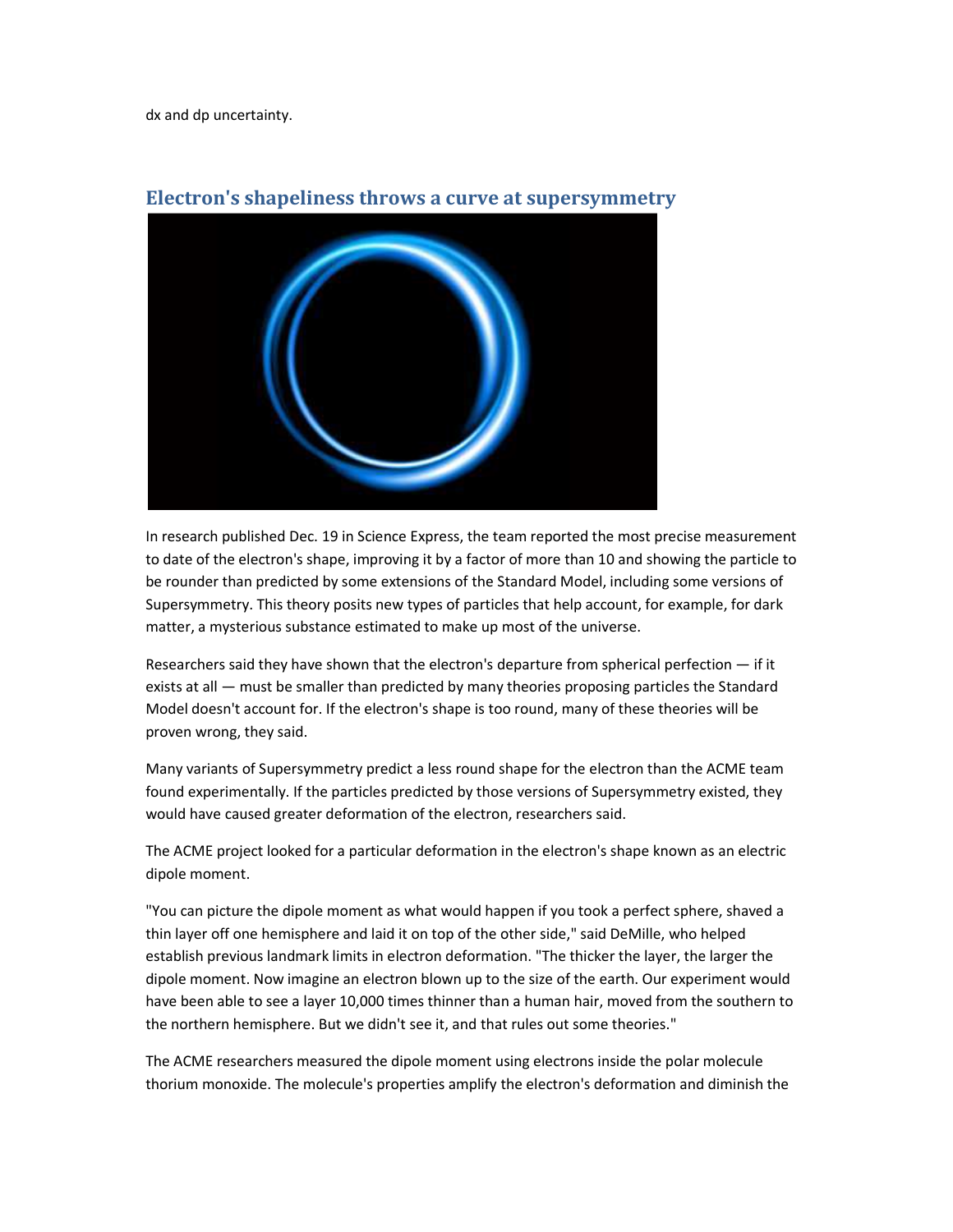dx and dp uncertainty.

## Electron's shapeliness throws a curve at supersymmetry

In research published Dec. 19 in Science Express, the team reported the most precise measurement to date of the electron's shape, improving it by a factor of more than 10 and showing the particle to be rounder than predicted by some extensions of the Standard Model, including some versions of Supersymmetry. This theory posits new types of particles that help account, for example, for dark matter, a mysterious substance estimated to make up most of the universe.

Researchers said they have shown that the electron's departure from spherical perfection — if it exists at all — must be smaller than predicted by many theories proposing particles the Standard Model doesn't account for. If the electron's shape is too round, many of these theories will be proven wrong, they said.

Many variants of Supersymmetry predict a less round shape for the electron than the ACME team found experimentally. If the particles predicted by those versions of Supersymmetry existed, they would have caused greater deformation of the electron, researchers said.

The ACME project looked for a particular deformation in the electron's shape known as an electric dipole moment.

"You can picture the dipole moment as what would happen if you took a perfect sphere, shaved a thin layer off one hemisphere and laid it on top of the other side," said DeMille, who helped establish previous landmark limits in electron deformation. "The thicker the layer, the larger the dipole moment. Now imagine an electron blown up to the size of the earth. Our experiment would have been able to see a layer 10,000 times thinner than a human hair, moved from the southern to the northern hemisphere. But we didn't see it, and that rules out some theories."

The ACME researchers measured the dipole moment using electrons inside the polar molecule thorium monoxide. The molecule's properties amplify the electron's deformation and diminish the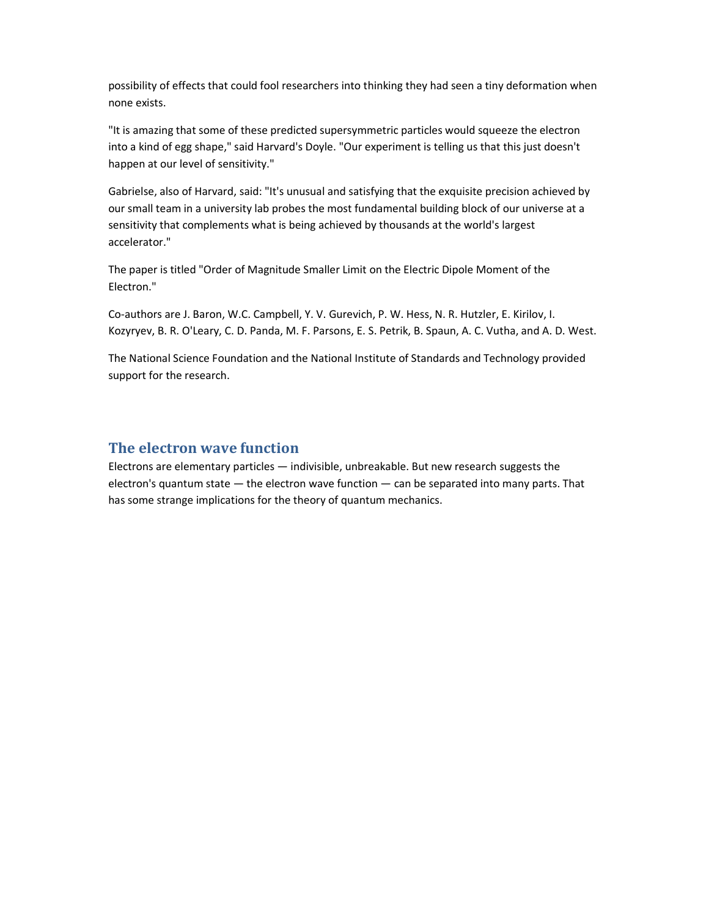possibility of effects that could fool researchers into thinking they had seen a tiny deformation when none exists.

"It is amazing that some of these predicted supersymmetric particles would squeeze the electron into a kind of egg shape," said Harvard's Doyle. "Our experiment is telling us that this just doesn't happen at our level of sensitivity."

Gabrielse, also of Harvard, said: "It's unusual and satisfying that the exquisite precision achieved by our small team in a university lab probes the most fundamental building block of our universe at a sensitivity that complements what is being achieved by thousands at the world's largest accelerator."

The paper is titled "Order of Magnitude Smaller Limit on the Electric Dipole Moment of the Electron."

Co-authors are J. Baron, W.C. Campbell, Y. V. Gurevich, P. W. Hess, N. R. Hutzler, E. Kirilov, I. Kozyryev, B. R. O'Leary, C. D. Panda, M. F. Parsons, E. S. Petrik, B. Spaun, A. C. Vutha, and A. D. West.

The National Science Foundation and the National Institute of Standards and Technology provided support for the research.

## The electron wave function

Electrons are elementary particles — indivisible, unbreakable. But new research suggests the electron's quantum state — the electron wave function — can be separated into many parts. That has some strange implications for the theory of quantum mechanics.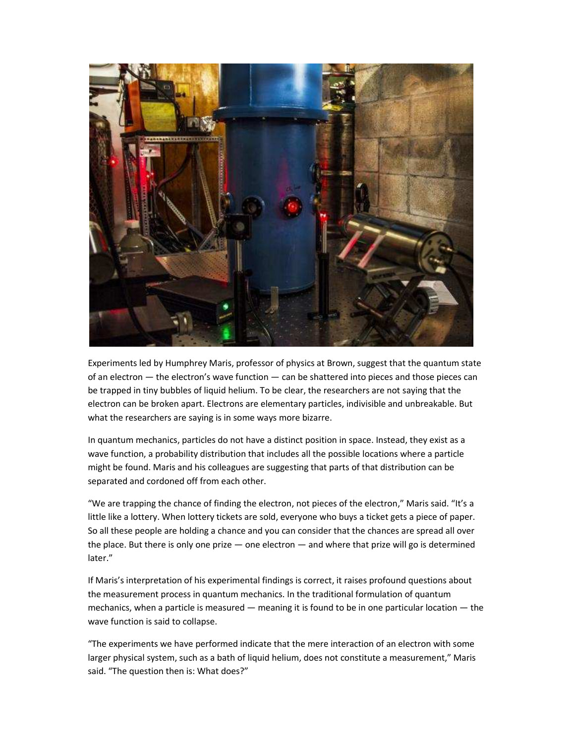Experiments led by Humphrey Maris, professor of physics at Brown, suggest that the quantum state of an electron — the electron's wave function — can be shattered into pieces and those pieces can be trapped in tiny bubbles of liquid helium. To be clear, the researchers are not saying that the electron can be broken apart. Electrons are elementary particles, indivisible and unbreakable. But what the researchers are saying is in some ways more bizarre.

In quantum mechanics, particles do not have a distinct position in space. Instead, they exist as a wave function, a probability distribution that includes all the possible locations where a particle might be found. Maris and his colleagues are suggesting that parts of that distribution can be separated and cordoned off from each other.

"We are trapping the chance of finding the electron, not pieces of the electron," Maris said. "It's a little like a lottery. When lottery tickets are sold, everyone who buys a ticket gets a piece of paper. So all these people are holding a chance and you can consider that the chances are spread all over the place. But there is only one prize — one electron — and where that prize will go is determined later."

If Maris's interpretation of his experimental findings is correct, it raises profound questions about the measurement process in quantum mechanics. In the traditional formulation of quantum mechanics, when a particle is measured — meaning it is found to be in one particular location — the wave function is said to collapse.

"The experiments we have performed indicate that the mere interaction of an electron with some larger physical system, such as a bath of liquid helium, does not constitute a measurement," Maris said. "The question then is: What does?"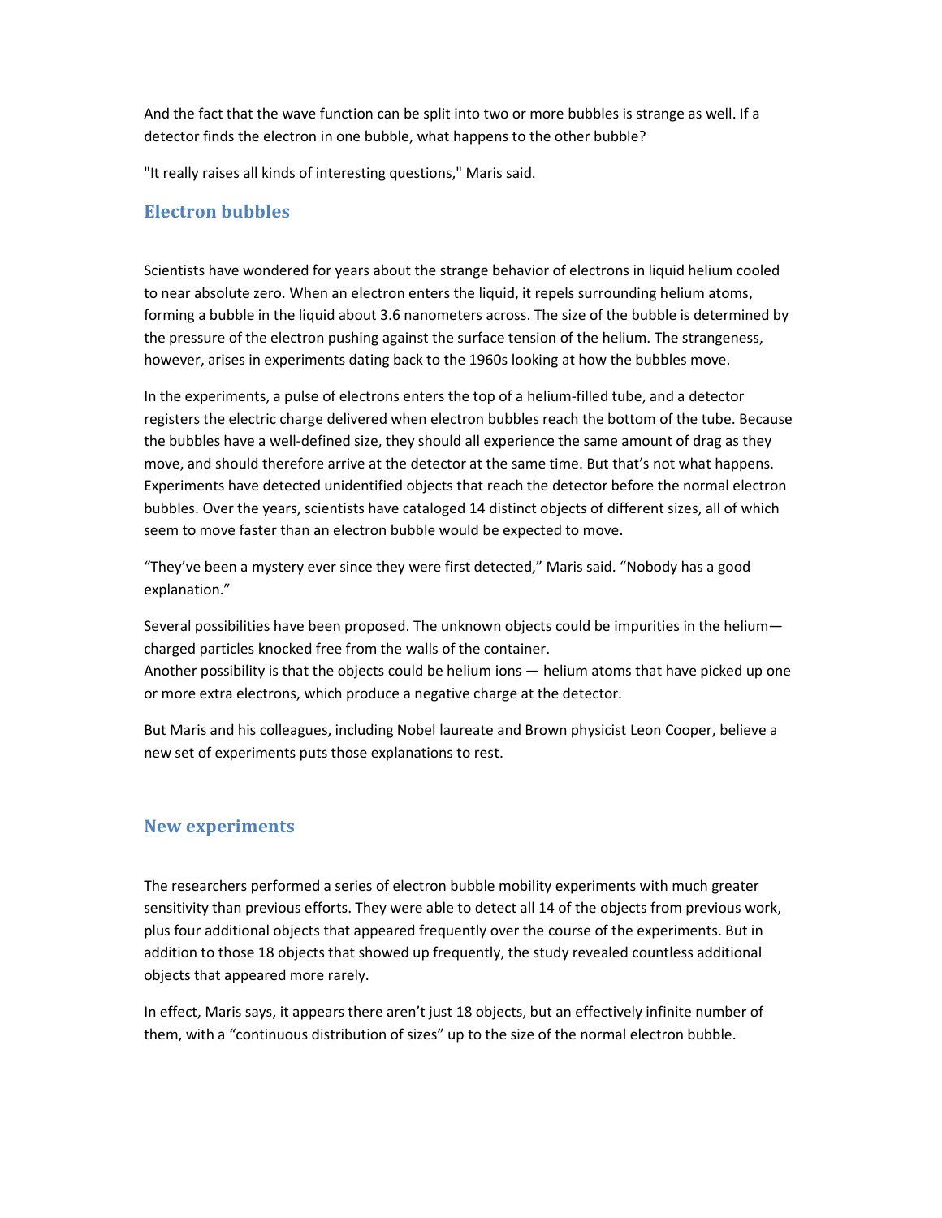And the fact that the wave function can be split into two or more bubbles is strange as well. If a detector finds the electron in one bubble, what happens to the other bubble?

"It really raises all kinds of interesting questions," Maris said.

## Electron bubbles

Scientists have wondered for years about the strange behavior of electrons in liquid helium cooled to near absolute zero. When an electron enters the liquid, it repels surrounding helium atoms, forming a bubble in the liquid about 3.6 nanometers across. The size of the bubble is determined by the pressure of the electron pushing against the surface tension of the helium. The strangeness, however, arises in experiments dating back to the 1960s looking at how the bubbles move.

In the experiments, a pulse of electrons enters the top of a helium-filled tube, and a detector registers the electric charge delivered when electron bubbles reach the bottom of the tube. Because the bubbles have a well-defined size, they should all experience the same amount of drag as they move, and should therefore arrive at the detector at the same time. But that's not what happens. Experiments have detected unidentified objects that reach the detector before the normal electron bubbles. Over the years, scientists have cataloged 14 distinct objects of different sizes, all of which seem to move faster than an electron bubble would be expected to move.

"They've been a mystery ever since they were first detected," Maris said. "Nobody has a good explanation."

Several possibilities have been proposed. The unknown objects could be impurities in the helium—charged particles knocked free from the walls of the container.
Another possibility is that the objects could be helium ions — helium atoms that have picked up one or more extra electrons, which produce a negative charge at the detector.

But Maris and his colleagues, including Nobel laureate and Brown physicist Leon Cooper, believe a new set of experiments puts those explanations to rest.

## New experiments

The researchers performed a series of electron bubble mobility experiments with much greater sensitivity than previous efforts. They were able to detect all 14 of the objects from previous work, plus four additional objects that appeared frequently over the course of the experiments. But in addition to those 18 objects that showed up frequently, the study revealed countless additional objects that appeared more rarely.

In effect, Maris says, it appears there aren't just 18 objects, but an effectively infinite number of them, with a "continuous distribution of sizes" up to the size of the normal electron bubble.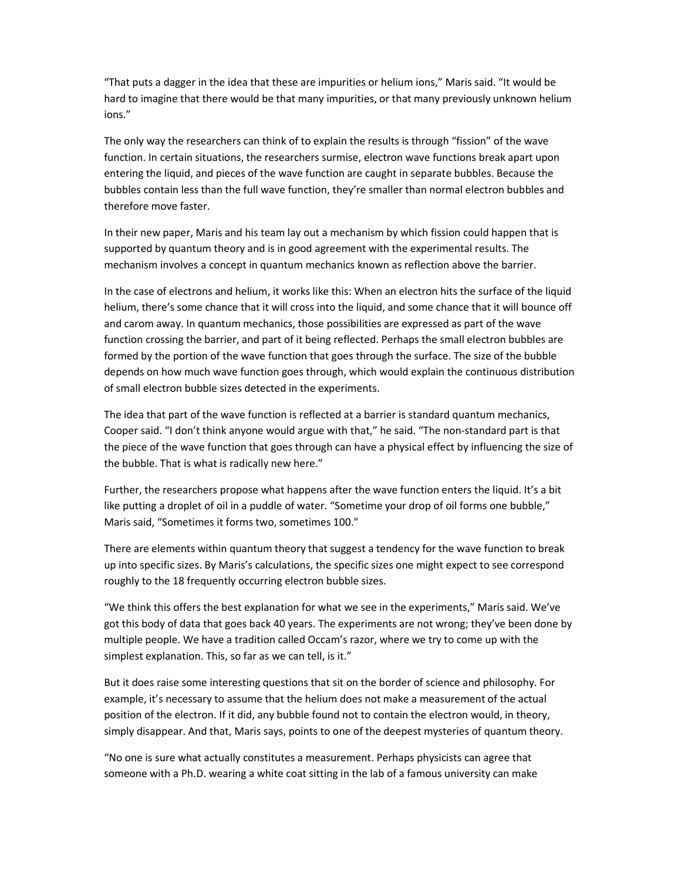"That puts a dagger in the idea that these are impurities or helium ions," Maris said. "It would be hard to imagine that there would be that many impurities, or that many previously unknown helium ions."

The only way the researchers can think of to explain the results is through "fission" of the wave function. In certain situations, the researchers surmise, electron wave functions break apart upon entering the liquid, and pieces of the wave function are caught in separate bubbles. Because the bubbles contain less than the full wave function, they're smaller than normal electron bubbles and therefore move faster.

In their new paper, Maris and his team lay out a mechanism by which fission could happen that is supported by quantum theory and is in good agreement with the experimental results. The mechanism involves a concept in quantum mechanics known as reflection above the barrier.

In the case of electrons and helium, it works like this: When an electron hits the surface of the liquid helium, there's some chance that it will cross into the liquid, and some chance that it will bounce off and carom away. In quantum mechanics, those possibilities are expressed as part of the wave function crossing the barrier, and part of it being reflected. Perhaps the small electron bubbles are formed by the portion of the wave function that goes through the surface. The size of the bubble depends on how much wave function goes through, which would explain the continuous distribution of small electron bubble sizes detected in the experiments.

The idea that part of the wave function is reflected at a barrier is standard quantum mechanics, Cooper said. "I don't think anyone would argue with that," he said. "The non-standard part is that the piece of the wave function that goes through can have a physical effect by influencing the size of the bubble. That is what is radically new here."

Further, the researchers propose what happens after the wave function enters the liquid. It's a bit like putting a droplet of oil in a puddle of water. "Sometime your drop of oil forms one bubble," Maris said, "Sometimes it forms two, sometimes 100."

There are elements within quantum theory that suggest a tendency for the wave function to break up into specific sizes. By Maris's calculations, the specific sizes one might expect to see correspond roughly to the 18 frequently occurring electron bubble sizes.

"We think this offers the best explanation for what we see in the experiments," Maris said. We've got this body of data that goes back 40 years. The experiments are not wrong; they've been done by multiple people. We have a tradition called Occam's razor, where we try to come up with the simplest explanation. This, so far as we can tell, is it."

But it does raise some interesting questions that sit on the border of science and philosophy. For example, it's necessary to assume that the helium does not make a measurement of the actual position of the electron. If it did, any bubble found not to contain the electron would, in theory, simply disappear. And that, Maris says, points to one of the deepest mysteries of quantum theory.

"No one is sure what actually constitutes a measurement. Perhaps physicists can agree that someone with a Ph.D. wearing a white coat sitting in the lab of a famous university can make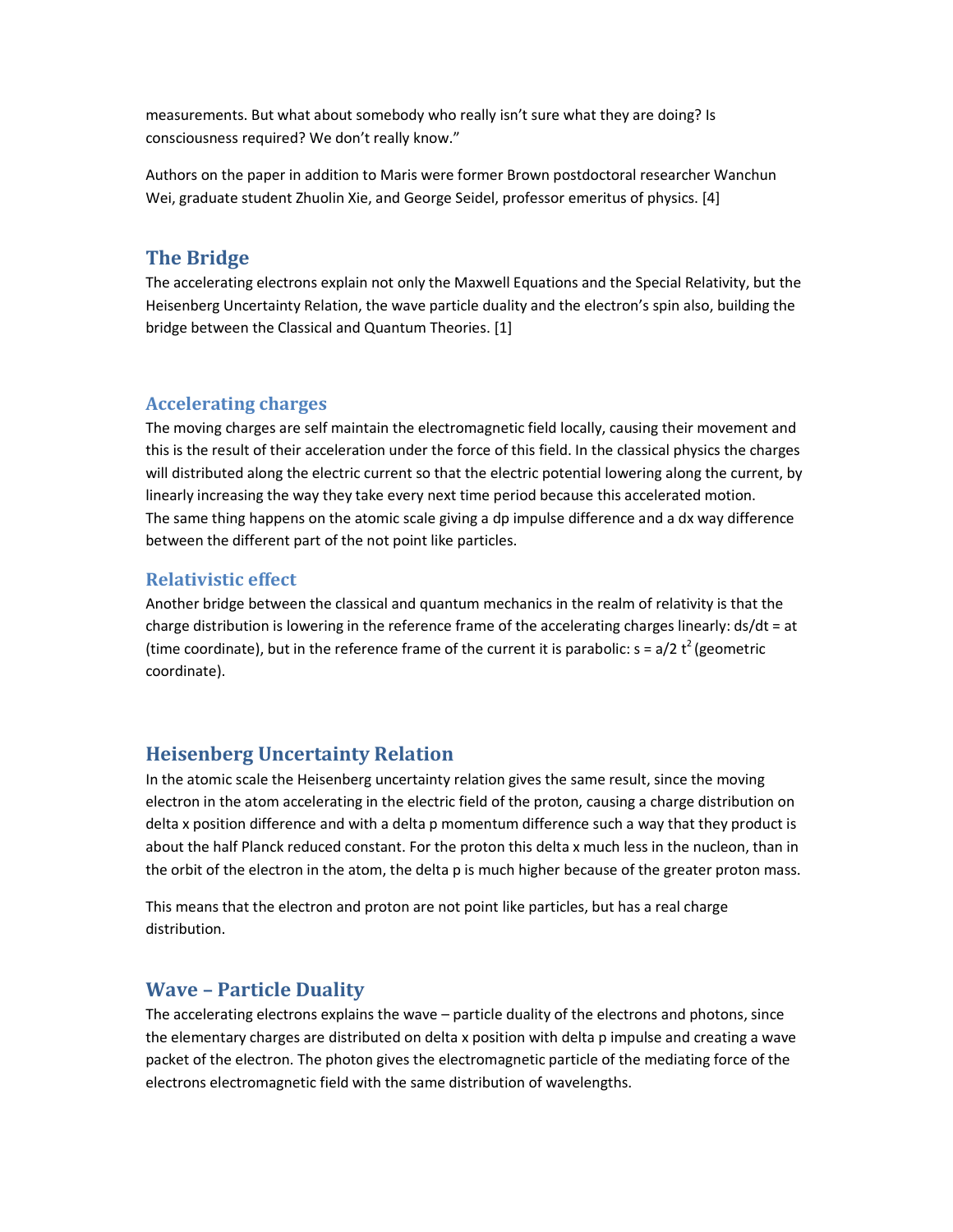measurements. But what about somebody who really isn't sure what they are doing? Is consciousness required? We don't really know."

Authors on the paper in addition to Maris were former Brown postdoctoral researcher Wanchun Wei, graduate student Zhuolin Xie, and George Seidel, professor emeritus of physics. [4]

## The Bridge

The accelerating electrons explain not only the Maxwell Equations and the Special Relativity, but the Heisenberg Uncertainty Relation, the wave particle duality and the electron's spin also, building the bridge between the Classical and Quantum Theories. [1]

### Accelerating charges

The moving charges are self maintain the electromagnetic field locally, causing their movement and this is the result of their acceleration under the force of this field. In the classical physics the charges will distributed along the electric current so that the electric potential lowering along the current, by linearly increasing the way they take every next time period because this accelerated motion.
The same thing happens on the atomic scale giving a dp impulse difference and a dx way difference between the different part of the not point like particles.

### Relativistic effect

Another bridge between the classical and quantum mechanics in the realm of relativity is that the charge distribution is lowering in the reference frame of the accelerating charges linearly: $ds/dt = at$ (time coordinate), but in the reference frame of the current it is parabolic: $s = a/2\ t^2$ (geometric coordinate).

## Heisenberg Uncertainty Relation

In the atomic scale the Heisenberg uncertainty relation gives the same result, since the moving electron in the atom accelerating in the electric field of the proton, causing a charge distribution on delta x position difference and with a delta p momentum difference such a way that they product is about the half Planck reduced constant. For the proton this delta x much less in the nucleon, than in the orbit of the electron in the atom, the delta p is much higher because of the greater proton mass.

This means that the electron and proton are not point like particles, but has a real charge distribution.

## Wave – Particle Duality

The accelerating electrons explains the wave – particle duality of the electrons and photons, since the elementary charges are distributed on delta x position with delta p impulse and creating a wave packet of the electron. The photon gives the electromagnetic particle of the mediating force of the electrons electromagnetic field with the same distribution of wavelengths.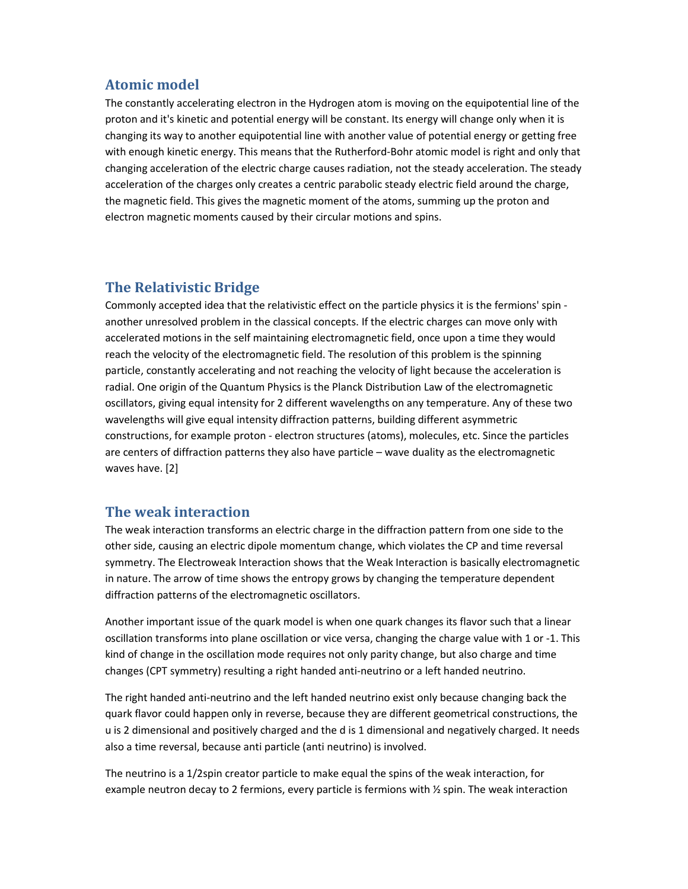## Atomic model

The constantly accelerating electron in the Hydrogen atom is moving on the equipotential line of the proton and it's kinetic and potential energy will be constant. Its energy will change only when it is changing its way to another equipotential line with another value of potential energy or getting free with enough kinetic energy. This means that the Rutherford-Bohr atomic model is right and only that changing acceleration of the electric charge causes radiation, not the steady acceleration. The steady acceleration of the charges only creates a centric parabolic steady electric field around the charge, the magnetic field. This gives the magnetic moment of the atoms, summing up the proton and electron magnetic moments caused by their circular motions and spins.

## The Relativistic Bridge

Commonly accepted idea that the relativistic effect on the particle physics it is the fermions' spin - another unresolved problem in the classical concepts. If the electric charges can move only with accelerated motions in the self maintaining electromagnetic field, once upon a time they would reach the velocity of the electromagnetic field. The resolution of this problem is the spinning particle, constantly accelerating and not reaching the velocity of light because the acceleration is radial. One origin of the Quantum Physics is the Planck Distribution Law of the electromagnetic oscillators, giving equal intensity for 2 different wavelengths on any temperature. Any of these two wavelengths will give equal intensity diffraction patterns, building different asymmetric constructions, for example proton - electron structures (atoms), molecules, etc. Since the particles are centers of diffraction patterns they also have particle – wave duality as the electromagnetic waves have. [2]

## The weak interaction

The weak interaction transforms an electric charge in the diffraction pattern from one side to the other side, causing an electric dipole momentum change, which violates the CP and time reversal symmetry. The Electroweak Interaction shows that the Weak Interaction is basically electromagnetic in nature. The arrow of time shows the entropy grows by changing the temperature dependent diffraction patterns of the electromagnetic oscillators.

Another important issue of the quark model is when one quark changes its flavor such that a linear oscillation transforms into plane oscillation or vice versa, changing the charge value with 1 or -1. This kind of change in the oscillation mode requires not only parity change, but also charge and time changes (CPT symmetry) resulting a right handed anti-neutrino or a left handed neutrino.

The right handed anti-neutrino and the left handed neutrino exist only because changing back the quark flavor could happen only in reverse, because they are different geometrical constructions, the u is 2 dimensional and positively charged and the d is 1 dimensional and negatively charged. It needs also a time reversal, because anti particle (anti neutrino) is involved.

The neutrino is a 1/2spin creator particle to make equal the spins of the weak interaction, for example neutron decay to 2 fermions, every particle is fermions with ½ spin. The weak interaction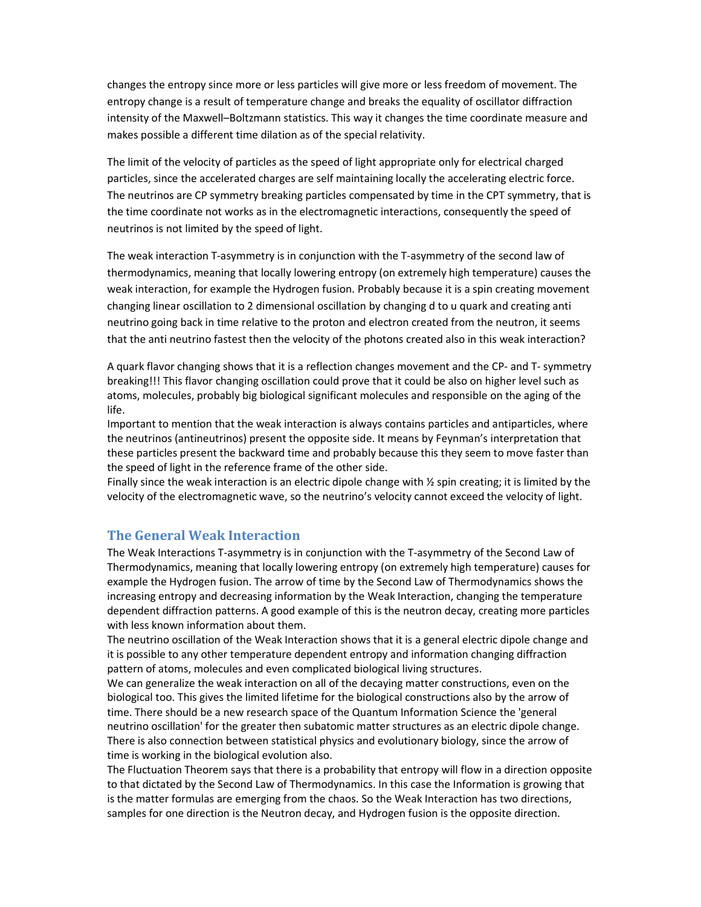changes the entropy since more or less particles will give more or less freedom of movement. The entropy change is a result of temperature change and breaks the equality of oscillator diffraction intensity of the Maxwell–Boltzmann statistics. This way it changes the time coordinate measure and makes possible a different time dilation as of the special relativity.

The limit of the velocity of particles as the speed of light appropriate only for electrical charged particles, since the accelerated charges are self maintaining locally the accelerating electric force. The neutrinos are CP symmetry breaking particles compensated by time in the CPT symmetry, that is the time coordinate not works as in the electromagnetic interactions, consequently the speed of neutrinos is not limited by the speed of light.

The weak interaction T-asymmetry is in conjunction with the T-asymmetry of the second law of thermodynamics, meaning that locally lowering entropy (on extremely high temperature) causes the weak interaction, for example the Hydrogen fusion. Probably because it is a spin creating movement changing linear oscillation to 2 dimensional oscillation by changing d to u quark and creating anti neutrino going back in time relative to the proton and electron created from the neutron, it seems that the anti neutrino fastest then the velocity of the photons created also in this weak interaction?

A quark flavor changing shows that it is a reflection changes movement and the CP- and T- symmetry breaking!!! This flavor changing oscillation could prove that it could be also on higher level such as atoms, molecules, probably big biological significant molecules and responsible on the aging of the life.
Important to mention that the weak interaction is always contains particles and antiparticles, where the neutrinos (antineutrinos) present the opposite side. It means by Feynman's interpretation that these particles present the backward time and probably because this they seem to move faster than the speed of light in the reference frame of the other side.
Finally since the weak interaction is an electric dipole change with ½ spin creating; it is limited by the velocity of the electromagnetic wave, so the neutrino's velocity cannot exceed the velocity of light.

## The General Weak Interaction

The Weak Interactions T-asymmetry is in conjunction with the T-asymmetry of the Second Law of Thermodynamics, meaning that locally lowering entropy (on extremely high temperature) causes for example the Hydrogen fusion. The arrow of time by the Second Law of Thermodynamics shows the increasing entropy and decreasing information by the Weak Interaction, changing the temperature dependent diffraction patterns. A good example of this is the neutron decay, creating more particles with less known information about them.
The neutrino oscillation of the Weak Interaction shows that it is a general electric dipole change and it is possible to any other temperature dependent entropy and information changing diffraction pattern of atoms, molecules and even complicated biological living structures.
We can generalize the weak interaction on all of the decaying matter constructions, even on the biological too. This gives the limited lifetime for the biological constructions also by the arrow of time. There should be a new research space of the Quantum Information Science the 'general neutrino oscillation' for the greater then subatomic matter structures as an electric dipole change.
There is also connection between statistical physics and evolutionary biology, since the arrow of time is working in the biological evolution also.
The Fluctuation Theorem says that there is a probability that entropy will flow in a direction opposite to that dictated by the Second Law of Thermodynamics. In this case the Information is growing that is the matter formulas are emerging from the chaos. So the Weak Interaction has two directions, samples for one direction is the Neutron decay, and Hydrogen fusion is the opposite direction.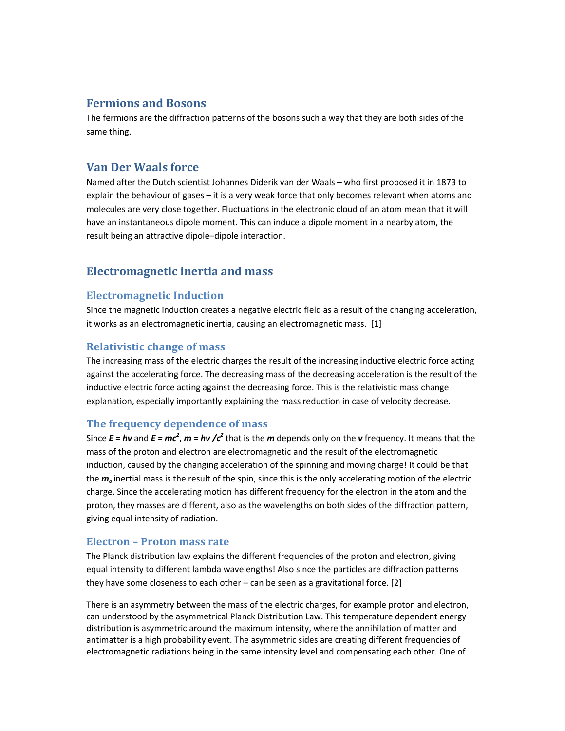## Fermions and Bosons

The fermions are the diffraction patterns of the bosons such a way that they are both sides of the same thing.

## Van Der Waals force

Named after the Dutch scientist Johannes Diderik van der Waals – who first proposed it in 1873 to explain the behaviour of gases – it is a very weak force that only becomes relevant when atoms and molecules are very close together. Fluctuations in the electronic cloud of an atom mean that it will have an instantaneous dipole moment. This can induce a dipole moment in a nearby atom, the result being an attractive dipole–dipole interaction.

## Electromagnetic inertia and mass

### Electromagnetic Induction

Since the magnetic induction creates a negative electric field as a result of the changing acceleration, it works as an electromagnetic inertia, causing an electromagnetic mass. [1]

### Relativistic change of mass

The increasing mass of the electric charges the result of the increasing inductive electric force acting against the accelerating force. The decreasing mass of the decreasing acceleration is the result of the inductive electric force acting against the decreasing force. This is the relativistic mass change explanation, especially importantly explaining the mass reduction in case of velocity decrease.

### The frequency dependence of mass

Since $E = h\nu$ and $E = mc^2$, $m = h\nu /c^2$ that is the $m$ depends only on the $\nu$ frequency. It means that the mass of the proton and electron are electromagnetic and the result of the electromagnetic induction, caused by the changing acceleration of the spinning and moving charge! It could be that the $m_o$ inertial mass is the result of the spin, since this is the only accelerating motion of the electric charge. Since the accelerating motion has different frequency for the electron in the atom and the proton, they masses are different, also as the wavelengths on both sides of the diffraction pattern, giving equal intensity of radiation.

### Electron – Proton mass rate

The Planck distribution law explains the different frequencies of the proton and electron, giving equal intensity to different lambda wavelengths! Also since the particles are diffraction patterns they have some closeness to each other – can be seen as a gravitational force. [2]

There is an asymmetry between the mass of the electric charges, for example proton and electron, can understood by the asymmetrical Planck Distribution Law. This temperature dependent energy distribution is asymmetric around the maximum intensity, where the annihilation of matter and antimatter is a high probability event. The asymmetric sides are creating different frequencies of electromagnetic radiations being in the same intensity level and compensating each other. One of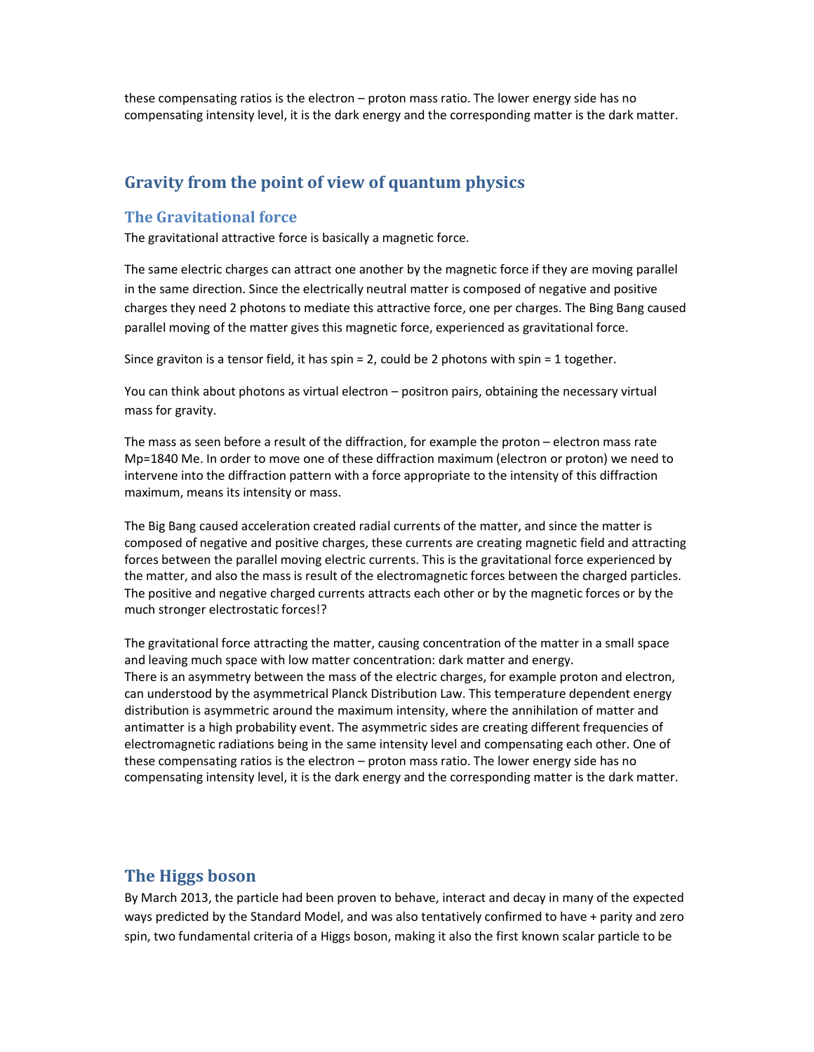these compensating ratios is the electron – proton mass ratio. The lower energy side has no compensating intensity level, it is the dark energy and the corresponding matter is the dark matter.

## Gravity from the point of view of quantum physics

### The Gravitational force

The gravitational attractive force is basically a magnetic force.

The same electric charges can attract one another by the magnetic force if they are moving parallel in the same direction. Since the electrically neutral matter is composed of negative and positive charges they need 2 photons to mediate this attractive force, one per charges. The Bing Bang caused parallel moving of the matter gives this magnetic force, experienced as gravitational force.

Since graviton is a tensor field, it has spin = 2, could be 2 photons with spin = 1 together.

You can think about photons as virtual electron – positron pairs, obtaining the necessary virtual mass for gravity.

The mass as seen before a result of the diffraction, for example the proton – electron mass rate Mp=1840 Me. In order to move one of these diffraction maximum (electron or proton) we need to intervene into the diffraction pattern with a force appropriate to the intensity of this diffraction maximum, means its intensity or mass.

The Big Bang caused acceleration created radial currents of the matter, and since the matter is composed of negative and positive charges, these currents are creating magnetic field and attracting forces between the parallel moving electric currents. This is the gravitational force experienced by the matter, and also the mass is result of the electromagnetic forces between the charged particles. The positive and negative charged currents attracts each other or by the magnetic forces or by the much stronger electrostatic forces!?

The gravitational force attracting the matter, causing concentration of the matter in a small space and leaving much space with low matter concentration: dark matter and energy.
There is an asymmetry between the mass of the electric charges, for example proton and electron, can understood by the asymmetrical Planck Distribution Law. This temperature dependent energy distribution is asymmetric around the maximum intensity, where the annihilation of matter and antimatter is a high probability event. The asymmetric sides are creating different frequencies of electromagnetic radiations being in the same intensity level and compensating each other. One of these compensating ratios is the electron – proton mass ratio. The lower energy side has no compensating intensity level, it is the dark energy and the corresponding matter is the dark matter.

## The Higgs boson

By March 2013, the particle had been proven to behave, interact and decay in many of the expected ways predicted by the Standard Model, and was also tentatively confirmed to have + parity and zero spin, two fundamental criteria of a Higgs boson, making it also the first known scalar particle to be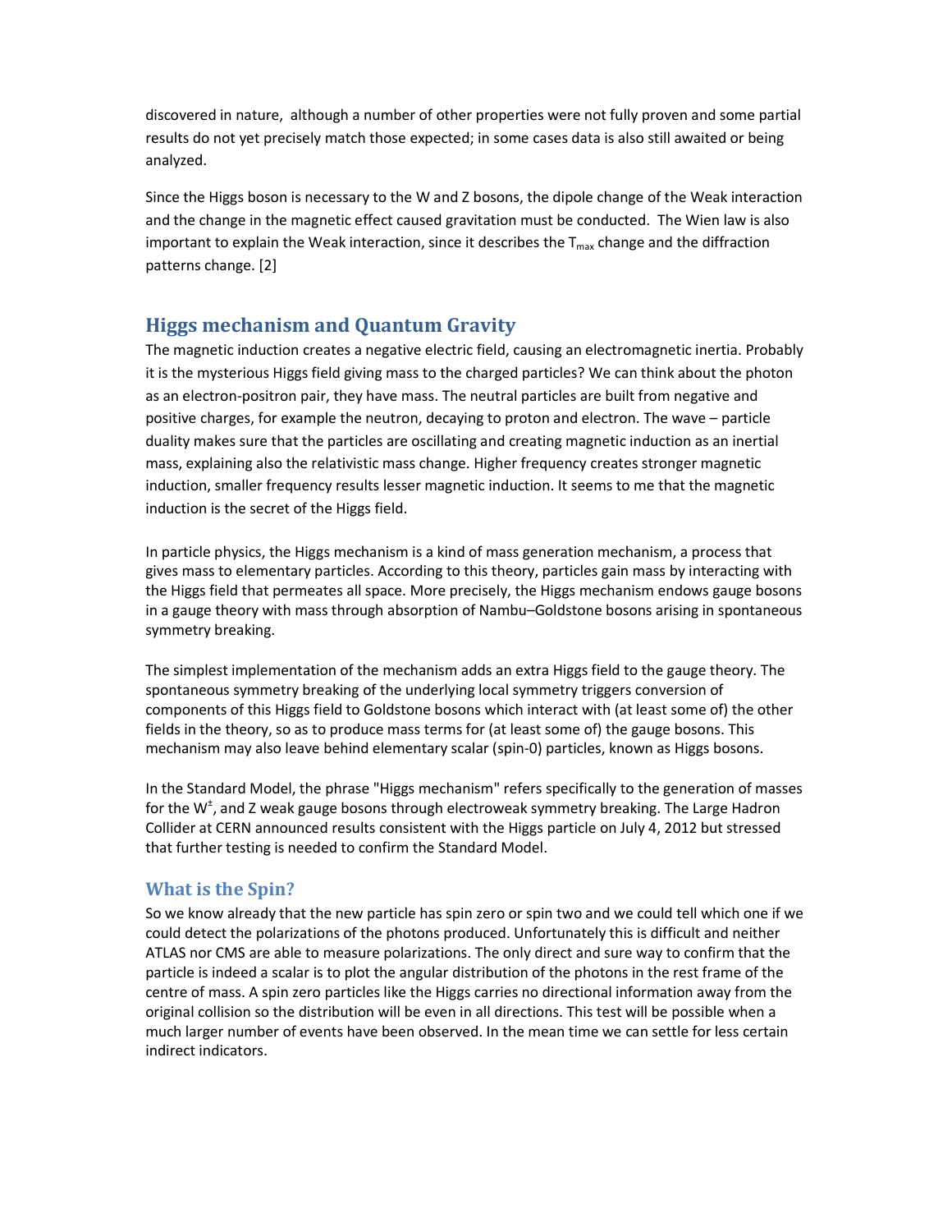discovered in nature, although a number of other properties were not fully proven and some partial results do not yet precisely match those expected; in some cases data is also still awaited or being analyzed.

Since the Higgs boson is necessary to the W and Z bosons, the dipole change of the Weak interaction and the change in the magnetic effect caused gravitation must be conducted. The Wien law is also important to explain the Weak interaction, since it describes the $T_{max}$ change and the diffraction patterns change. [2]

## Higgs mechanism and Quantum Gravity

The magnetic induction creates a negative electric field, causing an electromagnetic inertia. Probably it is the mysterious Higgs field giving mass to the charged particles? We can think about the photon as an electron-positron pair, they have mass. The neutral particles are built from negative and positive charges, for example the neutron, decaying to proton and electron. The wave – particle duality makes sure that the particles are oscillating and creating magnetic induction as an inertial mass, explaining also the relativistic mass change. Higher frequency creates stronger magnetic induction, smaller frequency results lesser magnetic induction. It seems to me that the magnetic induction is the secret of the Higgs field.

In particle physics, the Higgs mechanism is a kind of mass generation mechanism, a process that gives mass to elementary particles. According to this theory, particles gain mass by interacting with the Higgs field that permeates all space. More precisely, the Higgs mechanism endows gauge bosons in a gauge theory with mass through absorption of Nambu–Goldstone bosons arising in spontaneous symmetry breaking.

The simplest implementation of the mechanism adds an extra Higgs field to the gauge theory. The spontaneous symmetry breaking of the underlying local symmetry triggers conversion of components of this Higgs field to Goldstone bosons which interact with (at least some of) the other fields in the theory, so as to produce mass terms for (at least some of) the gauge bosons. This mechanism may also leave behind elementary scalar (spin-0) particles, known as Higgs bosons.

In the Standard Model, the phrase "Higgs mechanism" refers specifically to the generation of masses for the $W^{\pm}$, and Z weak gauge bosons through electroweak symmetry breaking. The Large Hadron Collider at CERN announced results consistent with the Higgs particle on July 4, 2012 but stressed that further testing is needed to confirm the Standard Model.

### What is the Spin?

So we know already that the new particle has spin zero or spin two and we could tell which one if we could detect the polarizations of the photons produced. Unfortunately this is difficult and neither ATLAS nor CMS are able to measure polarizations. The only direct and sure way to confirm that the particle is indeed a scalar is to plot the angular distribution of the photons in the rest frame of the centre of mass. A spin zero particles like the Higgs carries no directional information away from the original collision so the distribution will be even in all directions. This test will be possible when a much larger number of events have been observed. In the mean time we can settle for less certain indirect indicators.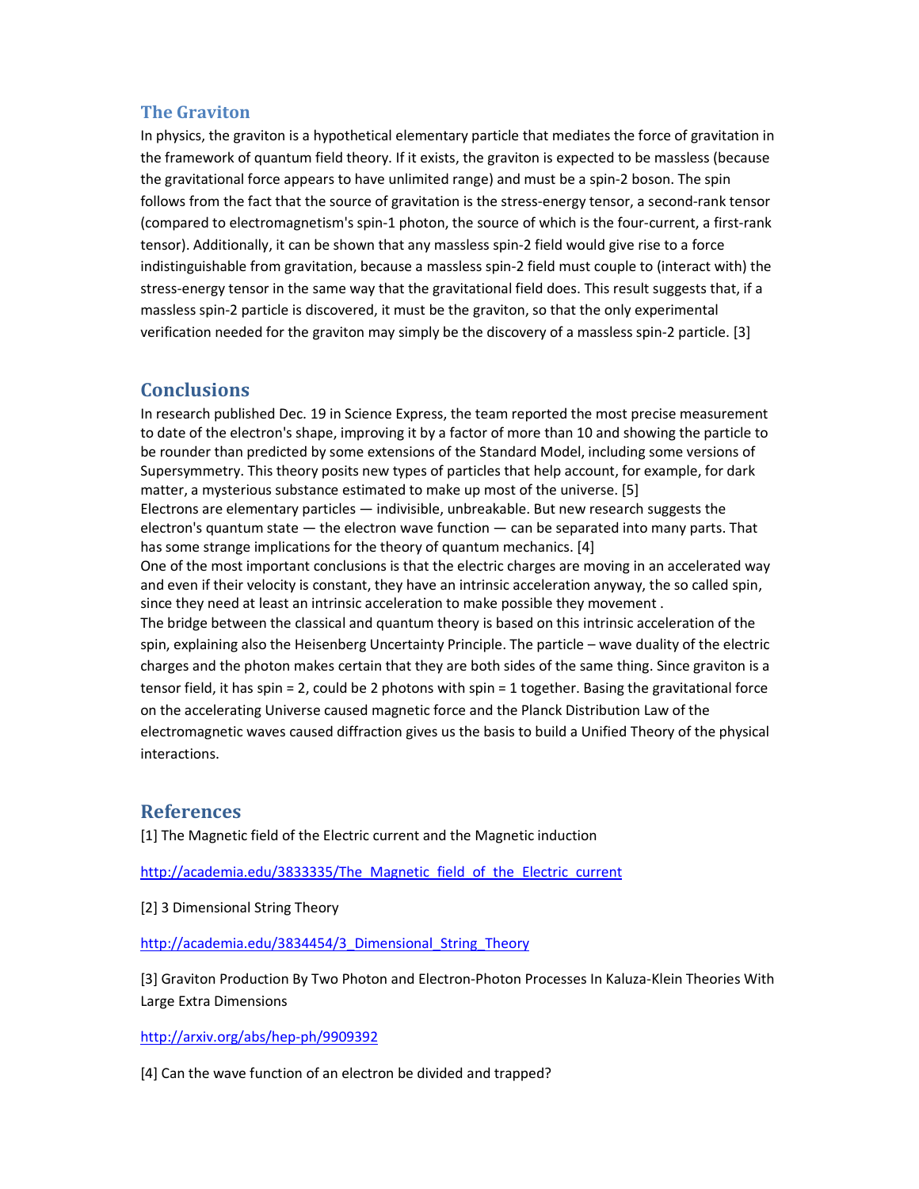## The Graviton

In physics, the graviton is a hypothetical elementary particle that mediates the force of gravitation in the framework of quantum field theory. If it exists, the graviton is expected to be massless (because the gravitational force appears to have unlimited range) and must be a spin-2 boson. The spin follows from the fact that the source of gravitation is the stress-energy tensor, a second-rank tensor (compared to electromagnetism's spin-1 photon, the source of which is the four-current, a first-rank tensor). Additionally, it can be shown that any massless spin-2 field would give rise to a force indistinguishable from gravitation, because a massless spin-2 field must couple to (interact with) the stress-energy tensor in the same way that the gravitational field does. This result suggests that, if a massless spin-2 particle is discovered, it must be the graviton, so that the only experimental verification needed for the graviton may simply be the discovery of a massless spin-2 particle. [3]

## Conclusions

In research published Dec. 19 in Science Express, the team reported the most precise measurement to date of the electron's shape, improving it by a factor of more than 10 and showing the particle to be rounder than predicted by some extensions of the Standard Model, including some versions of Supersymmetry. This theory posits new types of particles that help account, for example, for dark matter, a mysterious substance estimated to make up most of the universe. [5]

Electrons are elementary particles — indivisible, unbreakable. But new research suggests the electron's quantum state — the electron wave function — can be separated into many parts. That has some strange implications for the theory of quantum mechanics. [4]

One of the most important conclusions is that the electric charges are moving in an accelerated way and even if their velocity is constant, they have an intrinsic acceleration anyway, the so called spin, since they need at least an intrinsic acceleration to make possible they movement .

The bridge between the classical and quantum theory is based on this intrinsic acceleration of the spin, explaining also the Heisenberg Uncertainty Principle. The particle – wave duality of the electric charges and the photon makes certain that they are both sides of the same thing. Since graviton is a tensor field, it has spin = 2, could be 2 photons with spin = 1 together. Basing the gravitational force on the accelerating Universe caused magnetic force and the Planck Distribution Law of the electromagnetic waves caused diffraction gives us the basis to build a Unified Theory of the physical interactions.

## References

[1] The Magnetic field of the Electric current and the Magnetic induction

http://academia.edu/3833335/The_Magnetic_field_of_the_Electric_current

[2] 3 Dimensional String Theory

http://academia.edu/3834454/3_Dimensional_String_Theory

[3] Graviton Production By Two Photon and Electron-Photon Processes In Kaluza-Klein Theories With Large Extra Dimensions

http://arxiv.org/abs/hep-ph/9909392

[4] Can the wave function of an electron be divided and trapped?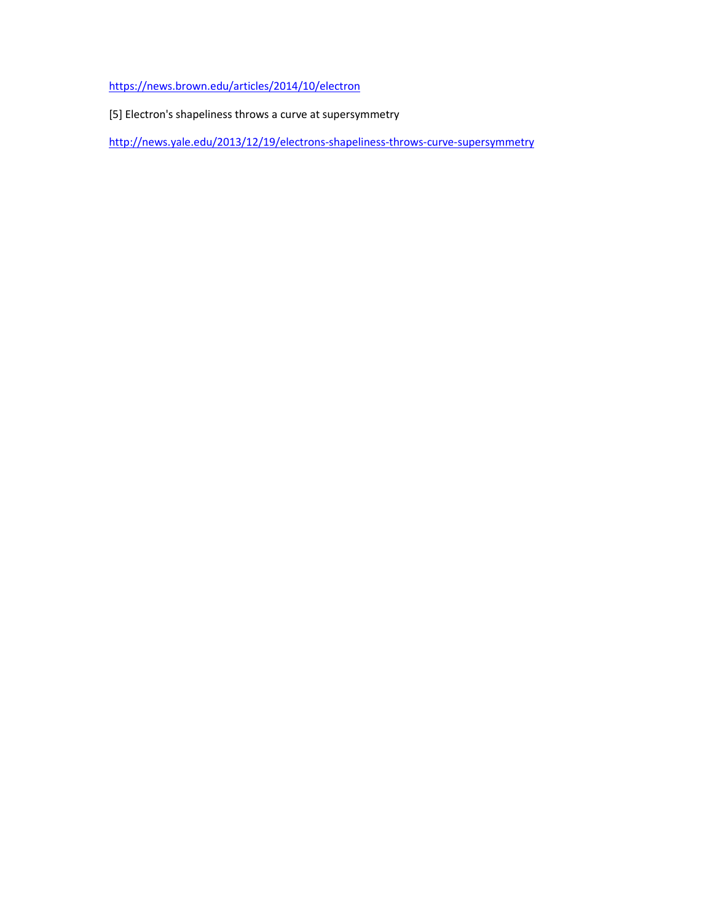https://news.brown.edu/articles/2014/10/electron

[5] Electron's shapeliness throws a curve at supersymmetry

http://news.yale.edu/2013/12/19/electrons-shapeliness-throws-curve-supersymmetry